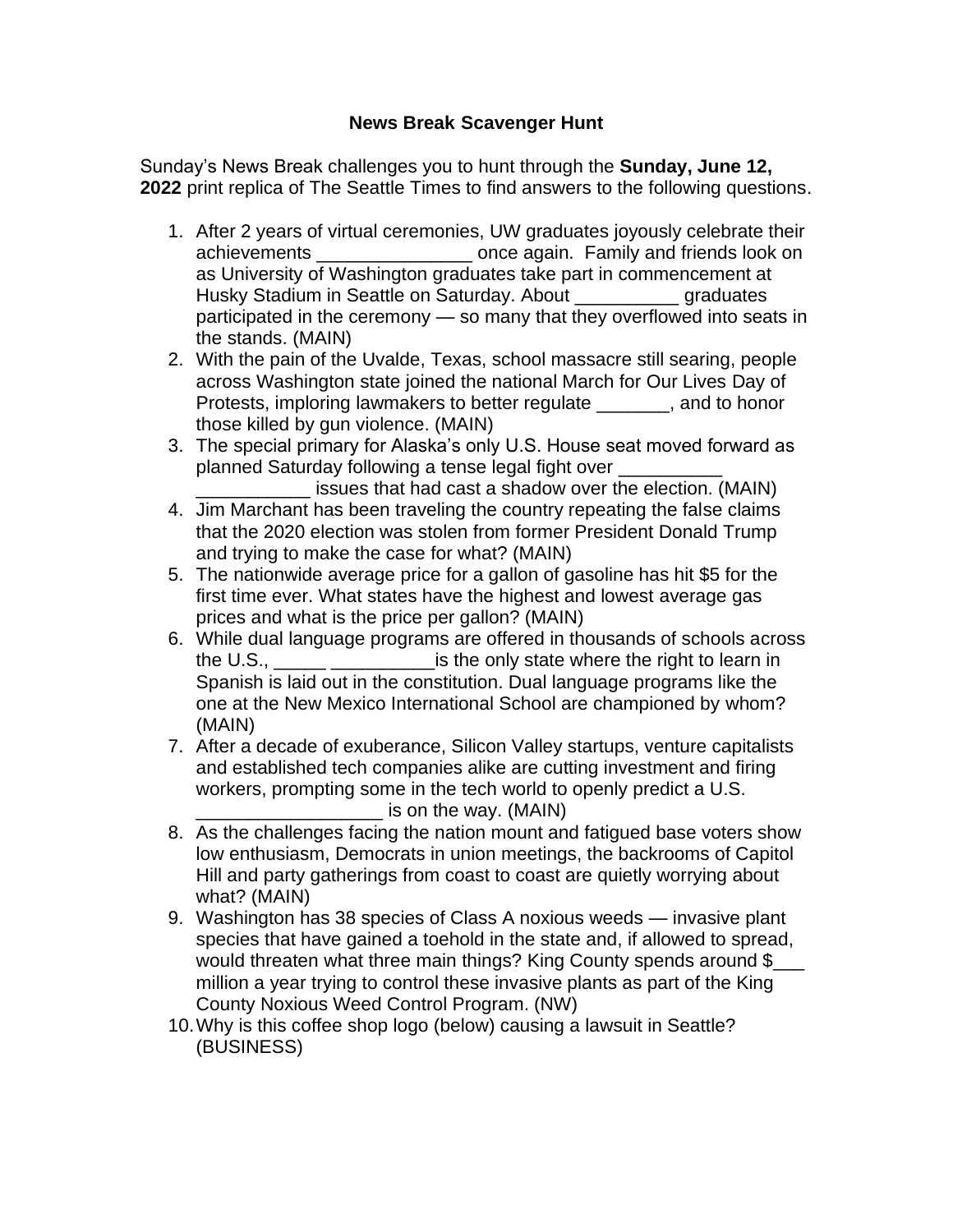**News Break Scavenger Hunt**

Sunday's News Break challenges you to hunt through the **Sunday, June 12, 2022** print replica of The Seattle Times to find answers to the following questions.

1. After 2 years of virtual ceremonies, UW graduates joyously celebrate their achievements _______________ once again. Family and friends look on as University of Washington graduates take part in commencement at Husky Stadium in Seattle on Saturday. About __________ graduates participated in the ceremony — so many that they overflowed into seats in the stands. (MAIN)
2. With the pain of the Uvalde, Texas, school massacre still searing, people across Washington state joined the national March for Our Lives Day of Protests, imploring lawmakers to better regulate _______, and to honor those killed by gun violence. (MAIN)
3. The special primary for Alaska's only U.S. House seat moved forward as planned Saturday following a tense legal fight over __________ ___________ issues that had cast a shadow over the election. (MAIN)
4. Jim Marchant has been traveling the country repeating the false claims that the 2020 election was stolen from former President Donald Trump and trying to make the case for what? (MAIN)
5. The nationwide average price for a gallon of gasoline has hit $5 for the first time ever. What states have the highest and lowest average gas prices and what is the price per gallon? (MAIN)
6. While dual language programs are offered in thousands of schools across the U.S., _____ __________is the only state where the right to learn in Spanish is laid out in the constitution. Dual language programs like the one at the New Mexico International School are championed by whom? (MAIN)
7. After a decade of exuberance, Silicon Valley startups, venture capitalists and established tech companies alike are cutting investment and firing workers, prompting some in the tech world to openly predict a U.S. _________________ is on the way. (MAIN)
8. As the challenges facing the nation mount and fatigued base voters show low enthusiasm, Democrats in union meetings, the backrooms of Capitol Hill and party gatherings from coast to coast are quietly worrying about what? (MAIN)
9. Washington has 38 species of Class A noxious weeds — invasive plant species that have gained a toehold in the state and, if allowed to spread, would threaten what three main things? King County spends around $___ million a year trying to control these invasive plants as part of the King County Noxious Weed Control Program. (NW)
10. Why is this coffee shop logo (below) causing a lawsuit in Seattle? (BUSINESS)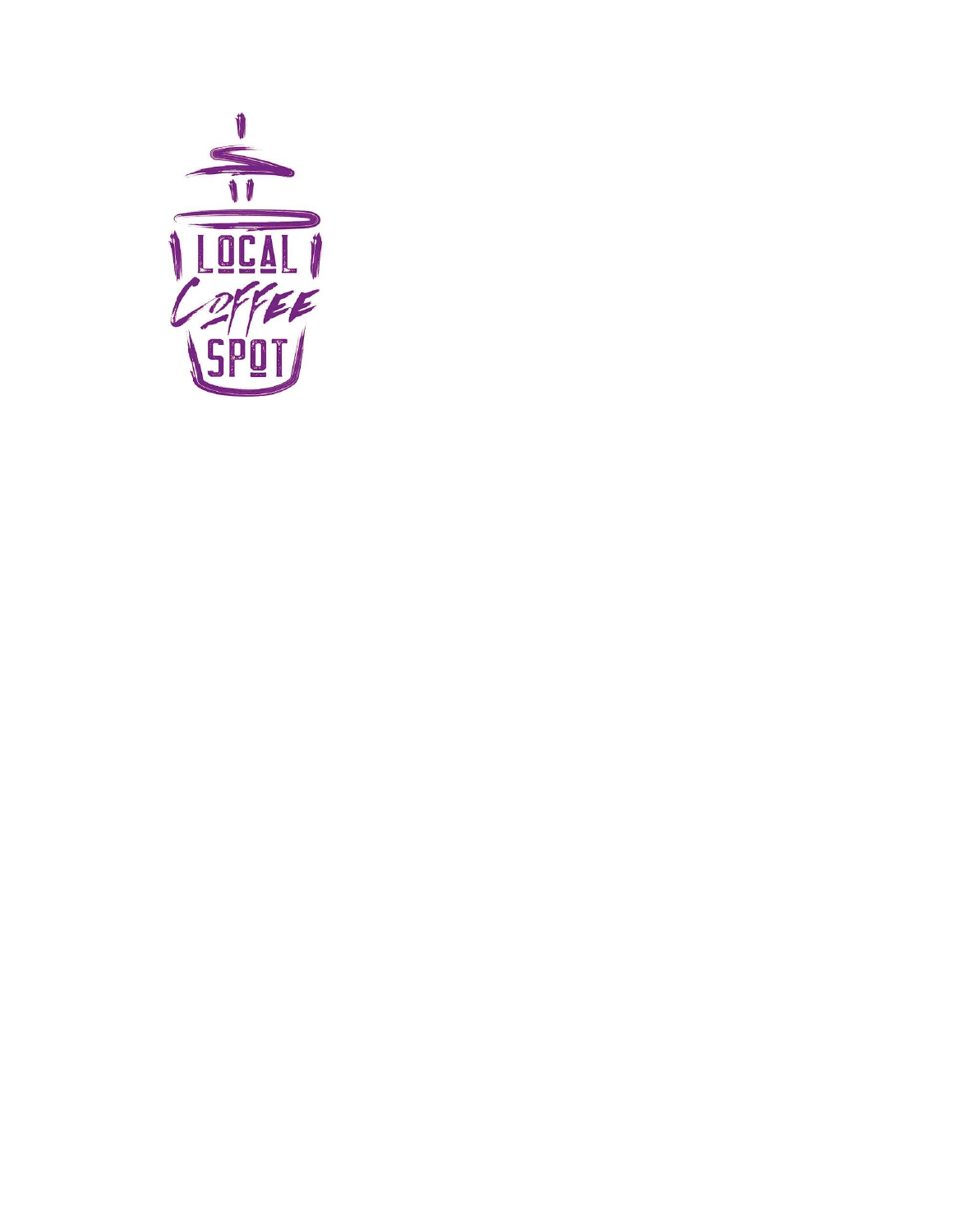LOCAL

Coffee

SPOT